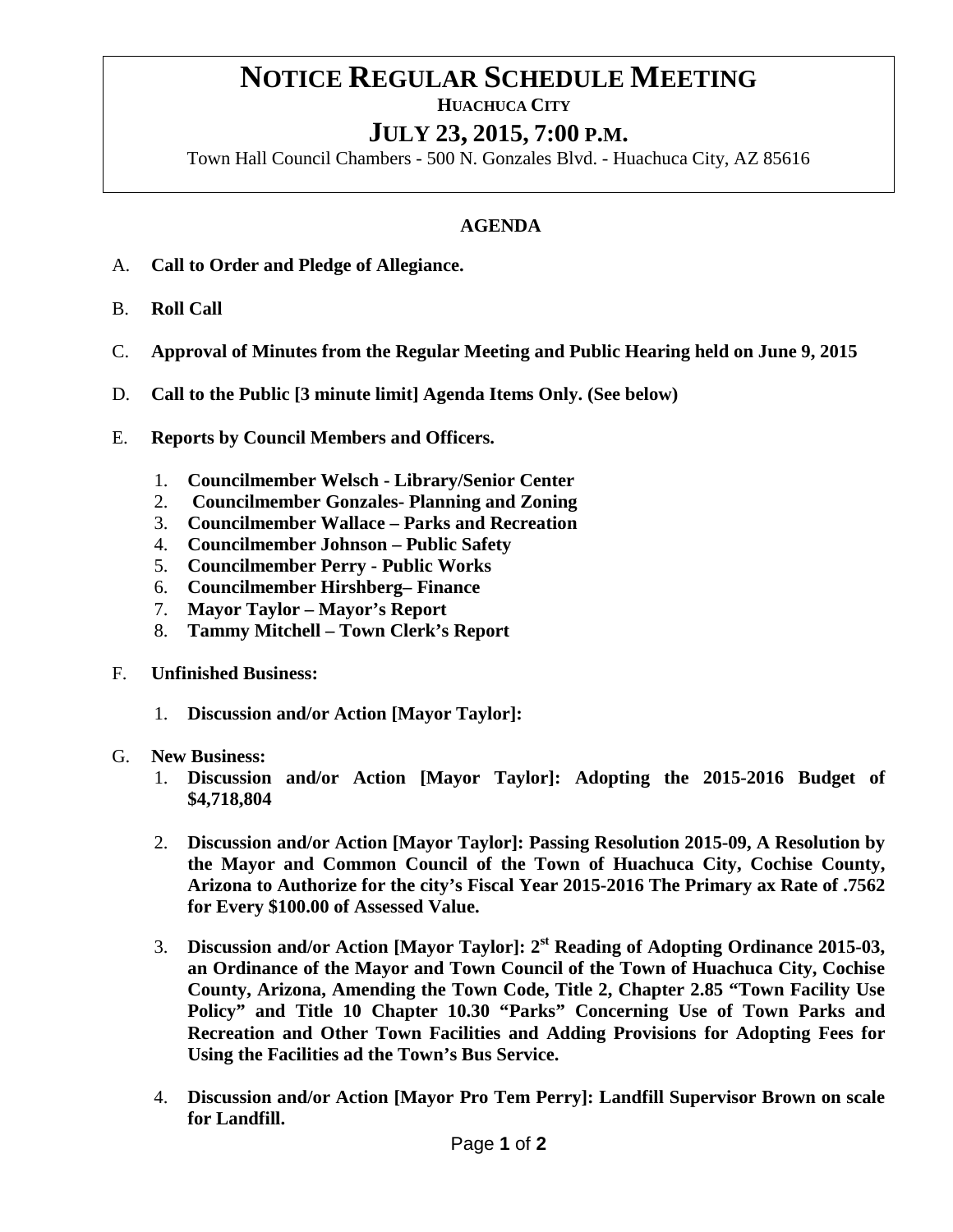# NOTICE REGULAR SCHEDULE MEETING

**HUACHUCA CITY**

## JULY 23, 2015, 7:00 P.M.

Town Hall Council Chambers - 500 N. Gonzales Blvd. - Huachuca City, AZ 85616

### AGENDA

A. **Call to Order and Pledge of Allegiance.**

B. **Roll Call**

C. **Approval of Minutes from the Regular Meeting and Public Hearing held on June 9, 2015**

D. **Call to the Public [3 minute limit] Agenda Items Only. (See below)**

E. **Reports by Council Members and Officers.**

1. **Councilmember Welsch - Library/Senior Center**
2. **Councilmember Gonzales- Planning and Zoning**
3. **Councilmember Wallace – Parks and Recreation**
4. **Councilmember Johnson – Public Safety**
5. **Councilmember Perry - Public Works**
6. **Councilmember Hirshberg– Finance**
7. **Mayor Taylor – Mayor's Report**
8. **Tammy Mitchell – Town Clerk's Report**

F. **Unfinished Business:**

1. **Discussion and/or Action [Mayor Taylor]:**

G. **New Business:**

1. **Discussion and/or Action [Mayor Taylor]: Adopting the 2015-2016 Budget of $4,718,804**

2. **Discussion and/or Action [Mayor Taylor]: Passing Resolution 2015-09, A Resolution by the Mayor and Common Council of the Town of Huachuca City, Cochise County, Arizona to Authorize for the city's Fiscal Year 2015-2016 The Primary ax Rate of .7562 for Every $100.00 of Assessed Value.**

3. **Discussion and/or Action [Mayor Taylor]: 2nd Reading of Adopting Ordinance 2015-03, an Ordinance of the Mayor and Town Council of the Town of Huachuca City, Cochise County, Arizona, Amending the Town Code, Title 2, Chapter 2.85 "Town Facility Use Policy" and Title 10 Chapter 10.30 "Parks" Concerning Use of Town Parks and Recreation and Other Town Facilities and Adding Provisions for Adopting Fees for Using the Facilities ad the Town's Bus Service.**

4. **Discussion and/or Action [Mayor Pro Tem Perry]: Landfill Supervisor Brown on scale for Landfill.**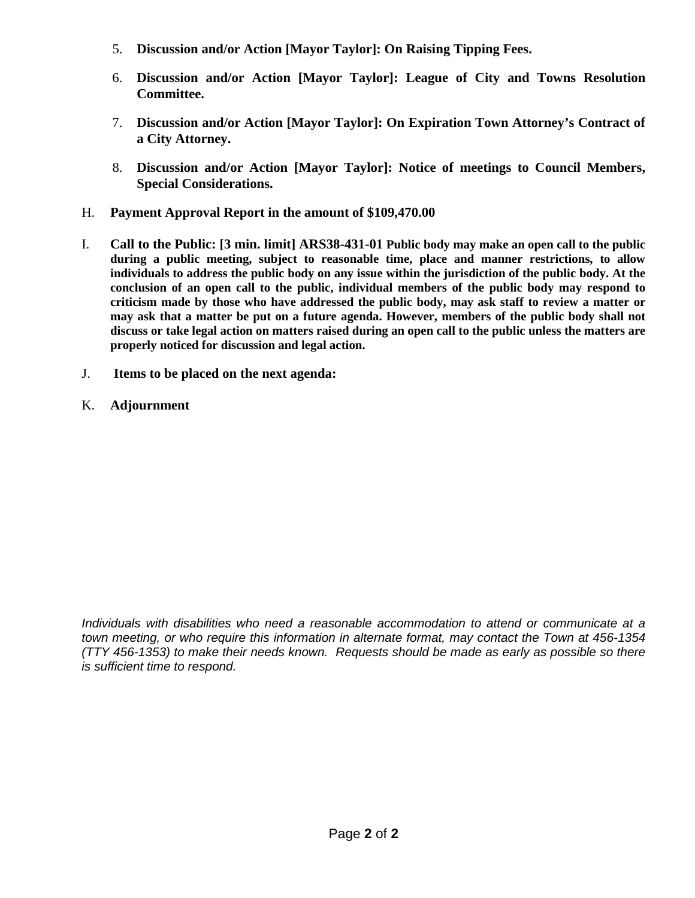5. **Discussion and/or Action [Mayor Taylor]: On Raising Tipping Fees.**

6. **Discussion and/or Action [Mayor Taylor]: League of City and Towns Resolution Committee.**

7. **Discussion and/or Action [Mayor Taylor]: On Expiration Town Attorney's Contract of a City Attorney.**

8. **Discussion and/or Action [Mayor Taylor]: Notice of meetings to Council Members, Special Considerations.**

H. **Payment Approval Report in the amount of $109,470.00**

I. **Call to the Public: [3 min. limit] ARS38-431-01 Public body may make an open call to the public during a public meeting, subject to reasonable time, place and manner restrictions, to allow individuals to address the public body on any issue within the jurisdiction of the public body. At the conclusion of an open call to the public, individual members of the public body may respond to criticism made by those who have addressed the public body, may ask staff to review a matter or may ask that a matter be put on a future agenda. However, members of the public body shall not discuss or take legal action on matters raised during an open call to the public unless the matters are properly noticed for discussion and legal action.**

J. **Items to be placed on the next agenda:**

K. **Adjournment**

*Individuals with disabilities who need a reasonable accommodation to attend or communicate at a town meeting, or who require this information in alternate format, may contact the Town at 456-1354 (TTY 456-1353) to make their needs known. Requests should be made as early as possible so there is sufficient time to respond.*